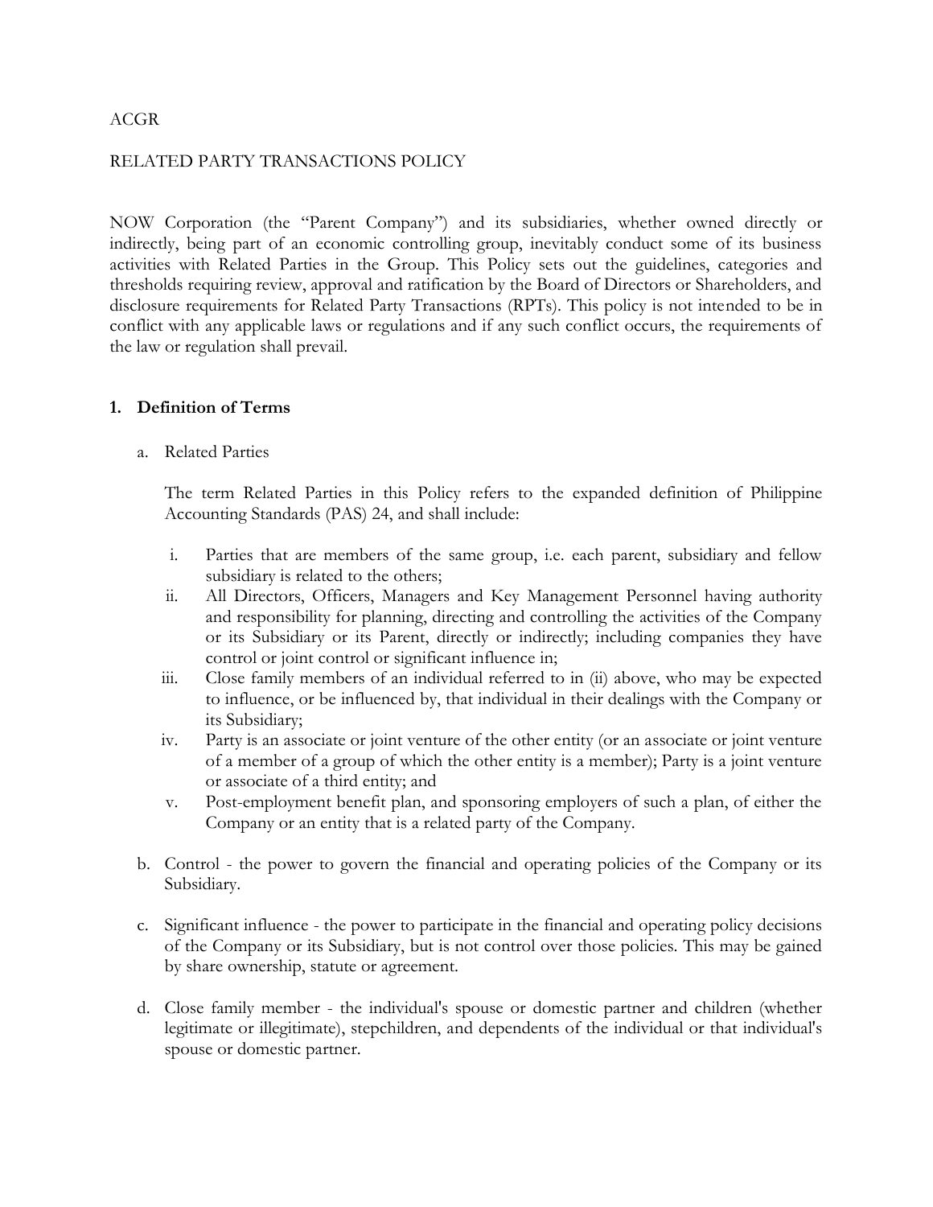ACGR

RELATED PARTY TRANSACTIONS POLICY

NOW Corporation (the "Parent Company") and its subsidiaries, whether owned directly or indirectly, being part of an economic controlling group, inevitably conduct some of its business activities with Related Parties in the Group. This Policy sets out the guidelines, categories and thresholds requiring review, approval and ratification by the Board of Directors or Shareholders, and disclosure requirements for Related Party Transactions (RPTs). This policy is not intended to be in conflict with any applicable laws or regulations and if any such conflict occurs, the requirements of the law or regulation shall prevail.

## 1. Definition of Terms

a. Related Parties

   The term Related Parties in this Policy refers to the expanded definition of Philippine Accounting Standards (PAS) 24, and shall include:

   i. Parties that are members of the same group, i.e. each parent, subsidiary and fellow subsidiary is related to the others;
   ii. All Directors, Officers, Managers and Key Management Personnel having authority and responsibility for planning, directing and controlling the activities of the Company or its Subsidiary or its Parent, directly or indirectly; including companies they have control or joint control or significant influence in;
   iii. Close family members of an individual referred to in (ii) above, who may be expected to influence, or be influenced by, that individual in their dealings with the Company or its Subsidiary;
   iv. Party is an associate or joint venture of the other entity (or an associate or joint venture of a member of a group of which the other entity is a member); Party is a joint venture or associate of a third entity; and
   v. Post-employment benefit plan, and sponsoring employers of such a plan, of either the Company or an entity that is a related party of the Company.

b. Control - the power to govern the financial and operating policies of the Company or its Subsidiary.

c. Significant influence - the power to participate in the financial and operating policy decisions of the Company or its Subsidiary, but is not control over those policies. This may be gained by share ownership, statute or agreement.

d. Close family member - the individual's spouse or domestic partner and children (whether legitimate or illegitimate), stepchildren, and dependents of the individual or that individual's spouse or domestic partner.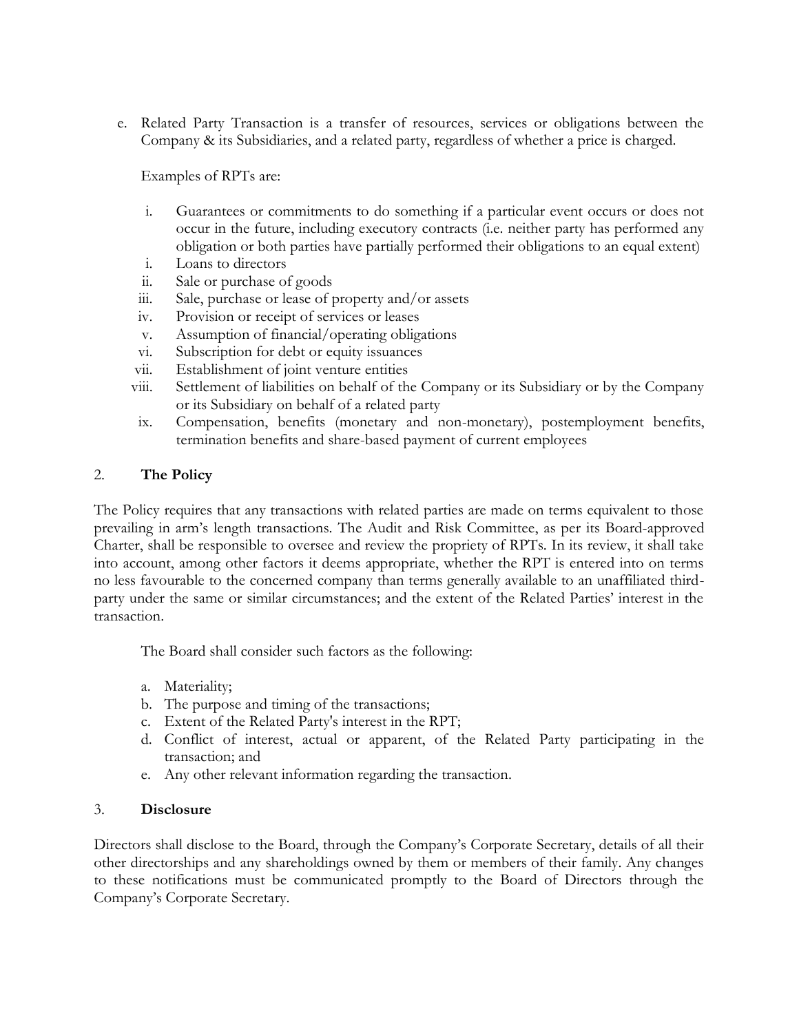e. Related Party Transaction is a transfer of resources, services or obligations between the Company & its Subsidiaries, and a related party, regardless of whether a price is charged.

   Examples of RPTs are:

   i. Guarantees or commitments to do something if a particular event occurs or does not occur in the future, including executory contracts (i.e. neither party has performed any obligation or both parties have partially performed their obligations to an equal extent)
   i. Loans to directors
   ii. Sale or purchase of goods
   iii. Sale, purchase or lease of property and/or assets
   iv. Provision or receipt of services or leases
   v. Assumption of financial/operating obligations
   vi. Subscription for debt or equity issuances
   vii. Establishment of joint venture entities
   viii. Settlement of liabilities on behalf of the Company or its Subsidiary or by the Company or its Subsidiary on behalf of a related party
   ix. Compensation, benefits (monetary and non-monetary), postemployment benefits, termination benefits and share-based payment of current employees

## 2. The Policy

The Policy requires that any transactions with related parties are made on terms equivalent to those prevailing in arm's length transactions. The Audit and Risk Committee, as per its Board-approved Charter, shall be responsible to oversee and review the propriety of RPTs. In its review, it shall take into account, among other factors it deems appropriate, whether the RPT is entered into on terms no less favourable to the concerned company than terms generally available to an unaffiliated third-party under the same or similar circumstances; and the extent of the Related Parties' interest in the transaction.

The Board shall consider such factors as the following:

a. Materiality;
b. The purpose and timing of the transactions;
c. Extent of the Related Party's interest in the RPT;
d. Conflict of interest, actual or apparent, of the Related Party participating in the transaction; and
e. Any other relevant information regarding the transaction.

## 3. Disclosure

Directors shall disclose to the Board, through the Company's Corporate Secretary, details of all their other directorships and any shareholdings owned by them or members of their family. Any changes to these notifications must be communicated promptly to the Board of Directors through the Company's Corporate Secretary.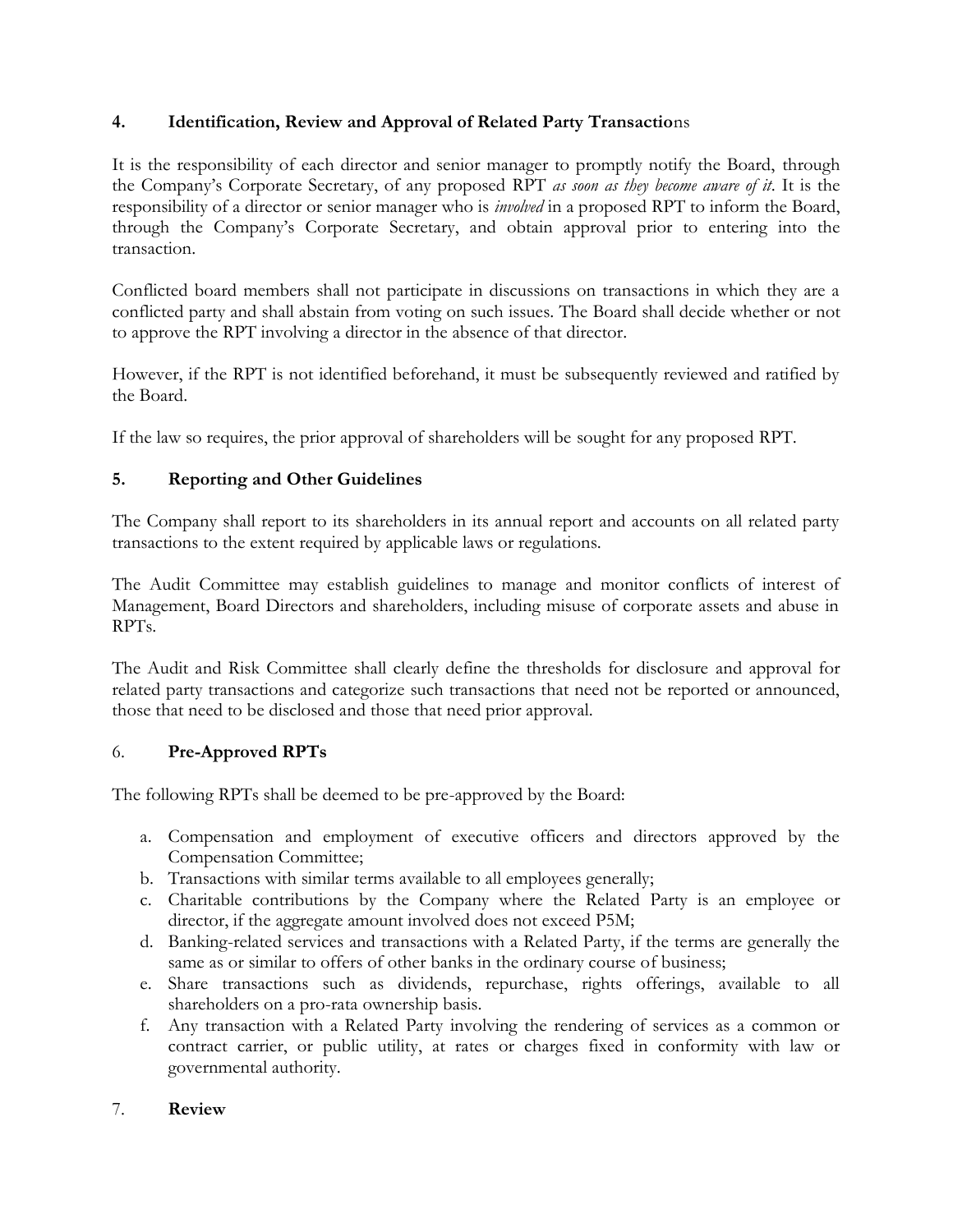## 4. Identification, Review and Approval of Related Party Transactions

It is the responsibility of each director and senior manager to promptly notify the Board, through the Company's Corporate Secretary, of any proposed RPT *as soon as they become aware of it*. It is the responsibility of a director or senior manager who is *involved* in a proposed RPT to inform the Board, through the Company's Corporate Secretary, and obtain approval prior to entering into the transaction.

Conflicted board members shall not participate in discussions on transactions in which they are a conflicted party and shall abstain from voting on such issues. The Board shall decide whether or not to approve the RPT involving a director in the absence of that director.

However, if the RPT is not identified beforehand, it must be subsequently reviewed and ratified by the Board.

If the law so requires, the prior approval of shareholders will be sought for any proposed RPT.

## 5. Reporting and Other Guidelines

The Company shall report to its shareholders in its annual report and accounts on all related party transactions to the extent required by applicable laws or regulations.

The Audit Committee may establish guidelines to manage and monitor conflicts of interest of Management, Board Directors and shareholders, including misuse of corporate assets and abuse in RPTs.

The Audit and Risk Committee shall clearly define the thresholds for disclosure and approval for related party transactions and categorize such transactions that need not be reported or announced, those that need to be disclosed and those that need prior approval.

## 6. Pre-Approved RPTs

The following RPTs shall be deemed to be pre-approved by the Board:

a. Compensation and employment of executive officers and directors approved by the Compensation Committee;
b. Transactions with similar terms available to all employees generally;
c. Charitable contributions by the Company where the Related Party is an employee or director, if the aggregate amount involved does not exceed P5M;
d. Banking-related services and transactions with a Related Party, if the terms are generally the same as or similar to offers of other banks in the ordinary course of business;
e. Share transactions such as dividends, repurchase, rights offerings, available to all shareholders on a pro-rata ownership basis.
f. Any transaction with a Related Party involving the rendering of services as a common or contract carrier, or public utility, at rates or charges fixed in conformity with law or governmental authority.

## 7. Review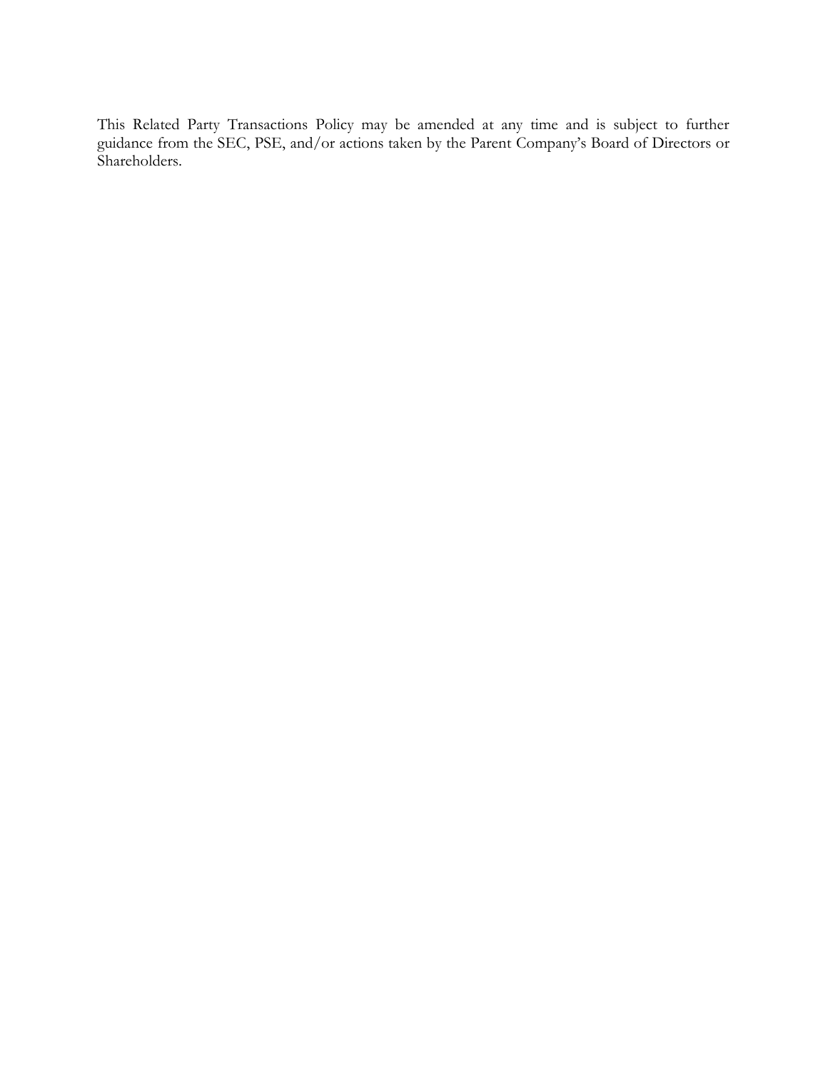This Related Party Transactions Policy may be amended at any time and is subject to further guidance from the SEC, PSE, and/or actions taken by the Parent Company's Board of Directors or Shareholders.